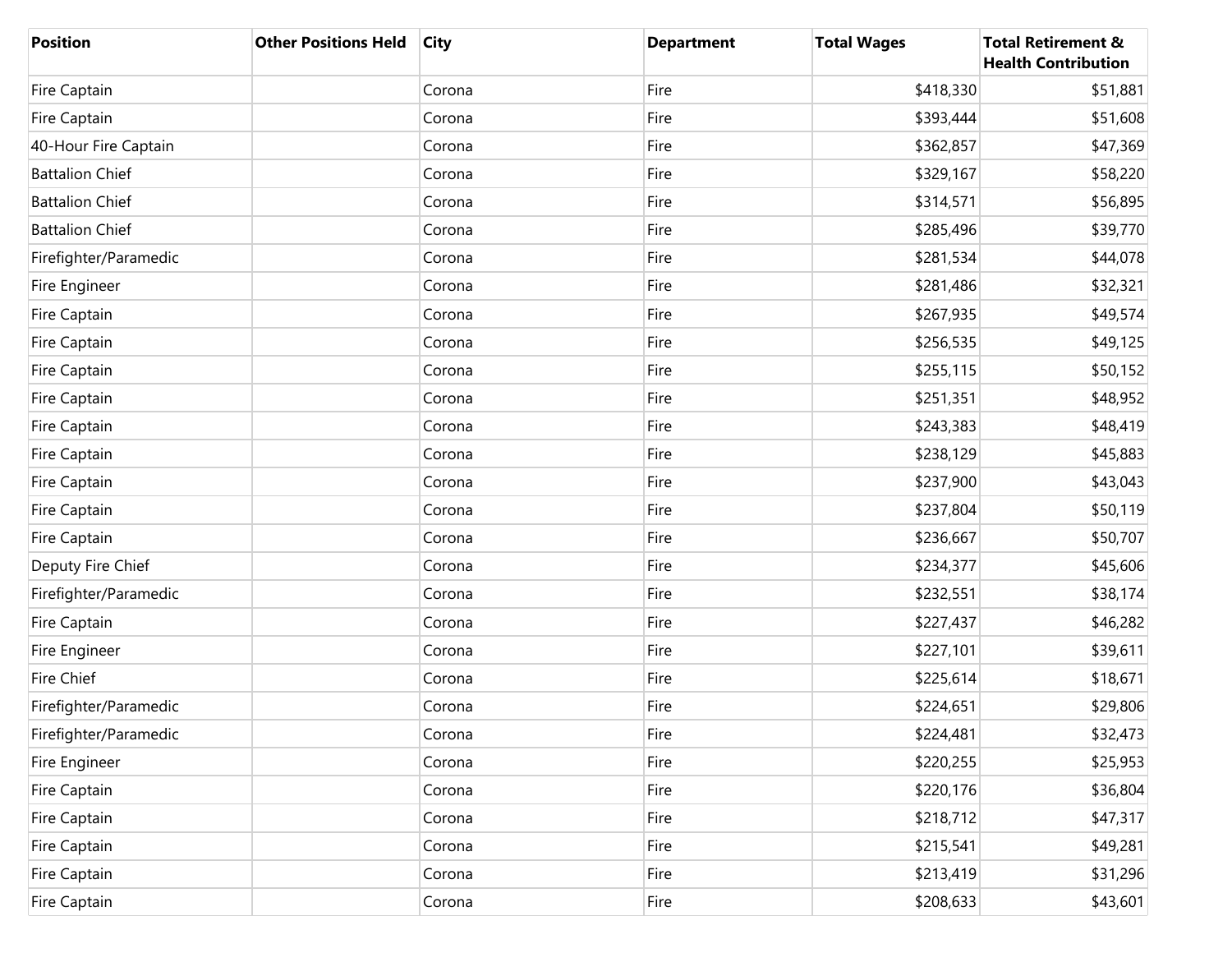| Position | Other Positions Held | City | Department | Total Wages | Total Retirement & Health Contribution |
|---|---|---|---|---|---|
| Fire Captain | | Corona | Fire | $418,330 | $51,881 |
| Fire Captain | | Corona | Fire | $393,444 | $51,608 |
| 40-Hour Fire Captain | | Corona | Fire | $362,857 | $47,369 |
| Battalion Chief | | Corona | Fire | $329,167 | $58,220 |
| Battalion Chief | | Corona | Fire | $314,571 | $56,895 |
| Battalion Chief | | Corona | Fire | $285,496 | $39,770 |
| Firefighter/Paramedic | | Corona | Fire | $281,534 | $44,078 |
| Fire Engineer | | Corona | Fire | $281,486 | $32,321 |
| Fire Captain | | Corona | Fire | $267,935 | $49,574 |
| Fire Captain | | Corona | Fire | $256,535 | $49,125 |
| Fire Captain | | Corona | Fire | $255,115 | $50,152 |
| Fire Captain | | Corona | Fire | $251,351 | $48,952 |
| Fire Captain | | Corona | Fire | $243,383 | $48,419 |
| Fire Captain | | Corona | Fire | $238,129 | $45,883 |
| Fire Captain | | Corona | Fire | $237,900 | $43,043 |
| Fire Captain | | Corona | Fire | $237,804 | $50,119 |
| Fire Captain | | Corona | Fire | $236,667 | $50,707 |
| Deputy Fire Chief | | Corona | Fire | $234,377 | $45,606 |
| Firefighter/Paramedic | | Corona | Fire | $232,551 | $38,174 |
| Fire Captain | | Corona | Fire | $227,437 | $46,282 |
| Fire Engineer | | Corona | Fire | $227,101 | $39,611 |
| Fire Chief | | Corona | Fire | $225,614 | $18,671 |
| Firefighter/Paramedic | | Corona | Fire | $224,651 | $29,806 |
| Firefighter/Paramedic | | Corona | Fire | $224,481 | $32,473 |
| Fire Engineer | | Corona | Fire | $220,255 | $25,953 |
| Fire Captain | | Corona | Fire | $220,176 | $36,804 |
| Fire Captain | | Corona | Fire | $218,712 | $47,317 |
| Fire Captain | | Corona | Fire | $215,541 | $49,281 |
| Fire Captain | | Corona | Fire | $213,419 | $31,296 |
| Fire Captain | | Corona | Fire | $208,633 | $43,601 |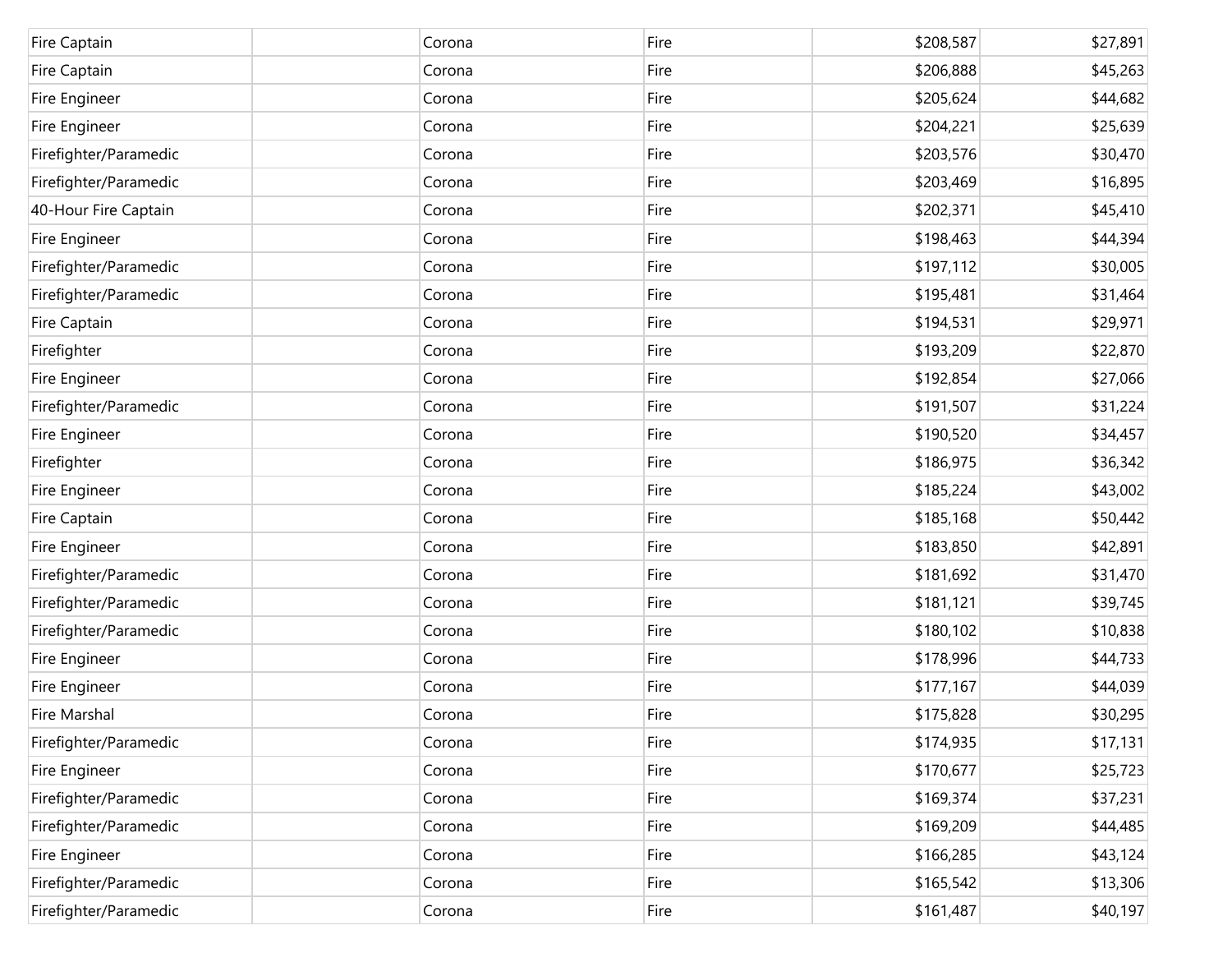| | | | | | |
|---|---|---|---|---|---|
| Fire Captain | | Corona | Fire | $208,587 | $27,891 |
| Fire Captain | | Corona | Fire | $206,888 | $45,263 |
| Fire Engineer | | Corona | Fire | $205,624 | $44,682 |
| Fire Engineer | | Corona | Fire | $204,221 | $25,639 |
| Firefighter/Paramedic | | Corona | Fire | $203,576 | $30,470 |
| Firefighter/Paramedic | | Corona | Fire | $203,469 | $16,895 |
| 40-Hour Fire Captain | | Corona | Fire | $202,371 | $45,410 |
| Fire Engineer | | Corona | Fire | $198,463 | $44,394 |
| Firefighter/Paramedic | | Corona | Fire | $197,112 | $30,005 |
| Firefighter/Paramedic | | Corona | Fire | $195,481 | $31,464 |
| Fire Captain | | Corona | Fire | $194,531 | $29,971 |
| Firefighter | | Corona | Fire | $193,209 | $22,870 |
| Fire Engineer | | Corona | Fire | $192,854 | $27,066 |
| Firefighter/Paramedic | | Corona | Fire | $191,507 | $31,224 |
| Fire Engineer | | Corona | Fire | $190,520 | $34,457 |
| Firefighter | | Corona | Fire | $186,975 | $36,342 |
| Fire Engineer | | Corona | Fire | $185,224 | $43,002 |
| Fire Captain | | Corona | Fire | $185,168 | $50,442 |
| Fire Engineer | | Corona | Fire | $183,850 | $42,891 |
| Firefighter/Paramedic | | Corona | Fire | $181,692 | $31,470 |
| Firefighter/Paramedic | | Corona | Fire | $181,121 | $39,745 |
| Firefighter/Paramedic | | Corona | Fire | $180,102 | $10,838 |
| Fire Engineer | | Corona | Fire | $178,996 | $44,733 |
| Fire Engineer | | Corona | Fire | $177,167 | $44,039 |
| Fire Marshal | | Corona | Fire | $175,828 | $30,295 |
| Firefighter/Paramedic | | Corona | Fire | $174,935 | $17,131 |
| Fire Engineer | | Corona | Fire | $170,677 | $25,723 |
| Firefighter/Paramedic | | Corona | Fire | $169,374 | $37,231 |
| Firefighter/Paramedic | | Corona | Fire | $169,209 | $44,485 |
| Fire Engineer | | Corona | Fire | $166,285 | $43,124 |
| Firefighter/Paramedic | | Corona | Fire | $165,542 | $13,306 |
| Firefighter/Paramedic | | Corona | Fire | $161,487 | $40,197 |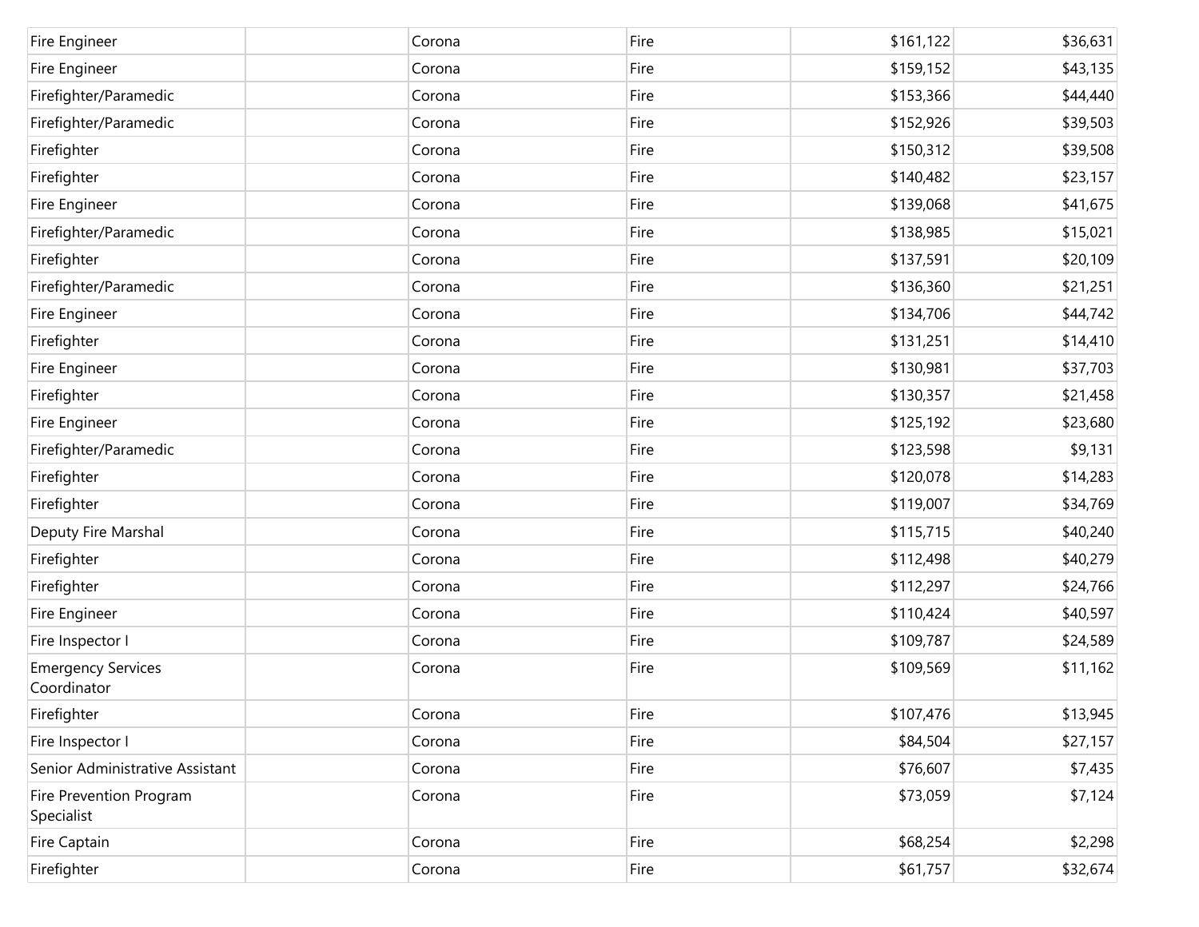| | | | | | |
|---|---|---|---|---|---|
| Fire Engineer | | Corona | Fire | $161,122 | $36,631 |
| Fire Engineer | | Corona | Fire | $159,152 | $43,135 |
| Firefighter/Paramedic | | Corona | Fire | $153,366 | $44,440 |
| Firefighter/Paramedic | | Corona | Fire | $152,926 | $39,503 |
| Firefighter | | Corona | Fire | $150,312 | $39,508 |
| Firefighter | | Corona | Fire | $140,482 | $23,157 |
| Fire Engineer | | Corona | Fire | $139,068 | $41,675 |
| Firefighter/Paramedic | | Corona | Fire | $138,985 | $15,021 |
| Firefighter | | Corona | Fire | $137,591 | $20,109 |
| Firefighter/Paramedic | | Corona | Fire | $136,360 | $21,251 |
| Fire Engineer | | Corona | Fire | $134,706 | $44,742 |
| Firefighter | | Corona | Fire | $131,251 | $14,410 |
| Fire Engineer | | Corona | Fire | $130,981 | $37,703 |
| Firefighter | | Corona | Fire | $130,357 | $21,458 |
| Fire Engineer | | Corona | Fire | $125,192 | $23,680 |
| Firefighter/Paramedic | | Corona | Fire | $123,598 | $9,131 |
| Firefighter | | Corona | Fire | $120,078 | $14,283 |
| Firefighter | | Corona | Fire | $119,007 | $34,769 |
| Deputy Fire Marshal | | Corona | Fire | $115,715 | $40,240 |
| Firefighter | | Corona | Fire | $112,498 | $40,279 |
| Firefighter | | Corona | Fire | $112,297 | $24,766 |
| Fire Engineer | | Corona | Fire | $110,424 | $40,597 |
| Fire Inspector I | | Corona | Fire | $109,787 | $24,589 |
| Emergency Services Coordinator | | Corona | Fire | $109,569 | $11,162 |
| Firefighter | | Corona | Fire | $107,476 | $13,945 |
| Fire Inspector I | | Corona | Fire | $84,504 | $27,157 |
| Senior Administrative Assistant | | Corona | Fire | $76,607 | $7,435 |
| Fire Prevention Program Specialist | | Corona | Fire | $73,059 | $7,124 |
| Fire Captain | | Corona | Fire | $68,254 | $2,298 |
| Firefighter | | Corona | Fire | $61,757 | $32,674 |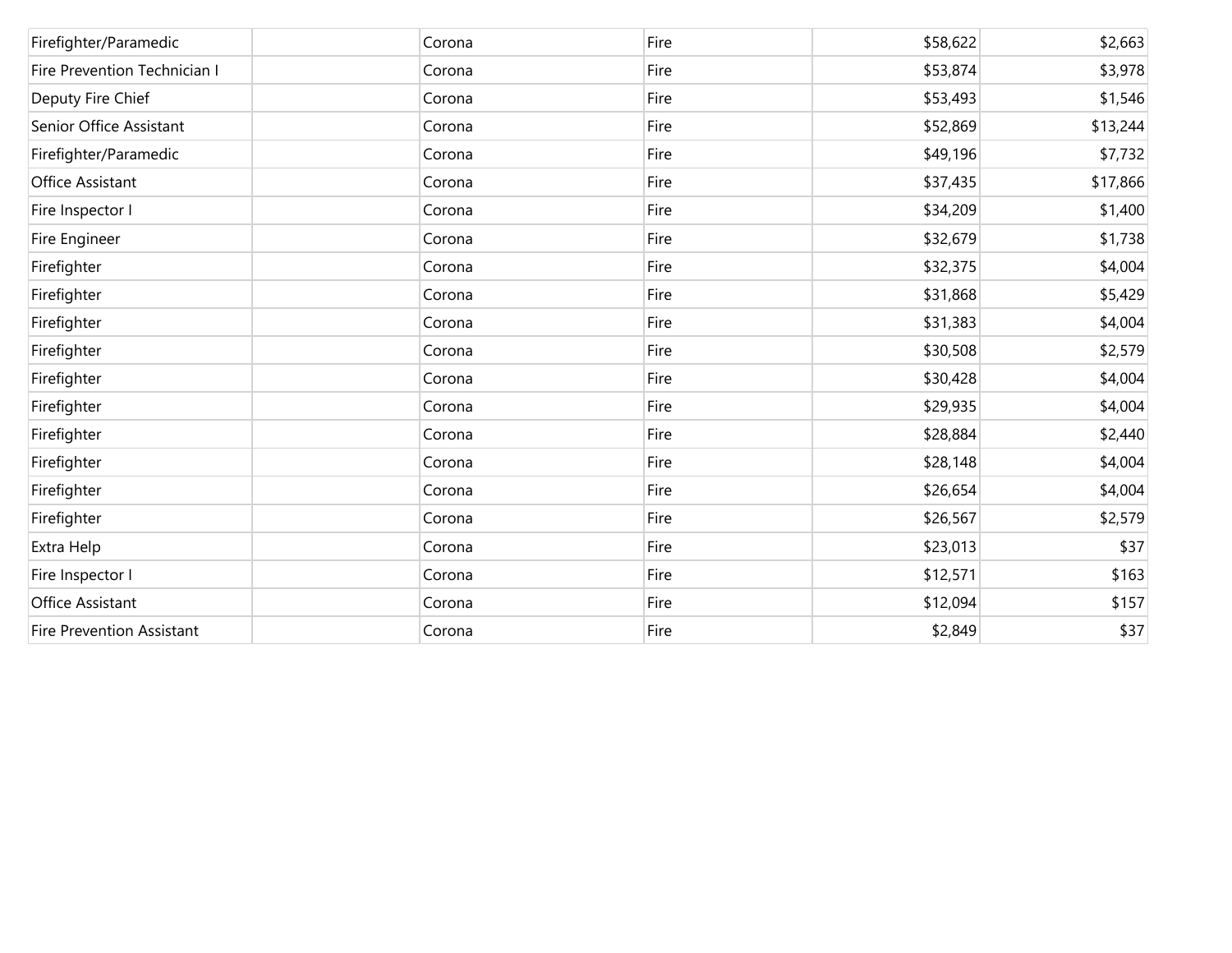| | | | | | |
|---|---|---|---|---|---|
| Firefighter/Paramedic | | Corona | Fire | $58,622 | $2,663 |
| Fire Prevention Technician I | | Corona | Fire | $53,874 | $3,978 |
| Deputy Fire Chief | | Corona | Fire | $53,493 | $1,546 |
| Senior Office Assistant | | Corona | Fire | $52,869 | $13,244 |
| Firefighter/Paramedic | | Corona | Fire | $49,196 | $7,732 |
| Office Assistant | | Corona | Fire | $37,435 | $17,866 |
| Fire Inspector I | | Corona | Fire | $34,209 | $1,400 |
| Fire Engineer | | Corona | Fire | $32,679 | $1,738 |
| Firefighter | | Corona | Fire | $32,375 | $4,004 |
| Firefighter | | Corona | Fire | $31,868 | $5,429 |
| Firefighter | | Corona | Fire | $31,383 | $4,004 |
| Firefighter | | Corona | Fire | $30,508 | $2,579 |
| Firefighter | | Corona | Fire | $30,428 | $4,004 |
| Firefighter | | Corona | Fire | $29,935 | $4,004 |
| Firefighter | | Corona | Fire | $28,884 | $2,440 |
| Firefighter | | Corona | Fire | $28,148 | $4,004 |
| Firefighter | | Corona | Fire | $26,654 | $4,004 |
| Firefighter | | Corona | Fire | $26,567 | $2,579 |
| Extra Help | | Corona | Fire | $23,013 | $37 |
| Fire Inspector I | | Corona | Fire | $12,571 | $163 |
| Office Assistant | | Corona | Fire | $12,094 | $157 |
| Fire Prevention Assistant | | Corona | Fire | $2,849 | $37 |